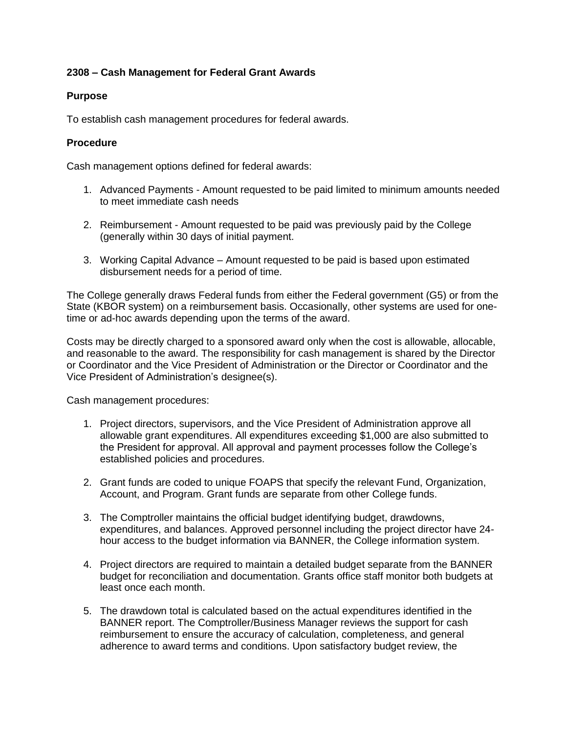**2308 – Cash Management for Federal Grant Awards**

**Purpose**

To establish cash management procedures for federal awards.

**Procedure**

Cash management options defined for federal awards:

1. Advanced Payments - Amount requested to be paid limited to minimum amounts needed to meet immediate cash needs

2. Reimbursement - Amount requested to be paid was previously paid by the College (generally within 30 days of initial payment.

3. Working Capital Advance – Amount requested to be paid is based upon estimated disbursement needs for a period of time.

The College generally draws Federal funds from either the Federal government (G5) or from the State (KBOR system) on a reimbursement basis. Occasionally, other systems are used for one-time or ad-hoc awards depending upon the terms of the award.

Costs may be directly charged to a sponsored award only when the cost is allowable, allocable, and reasonable to the award. The responsibility for cash management is shared by the Director or Coordinator and the Vice President of Administration or the Director or Coordinator and the Vice President of Administration's designee(s).

Cash management procedures:

1. Project directors, supervisors, and the Vice President of Administration approve all allowable grant expenditures. All expenditures exceeding $1,000 are also submitted to the President for approval. All approval and payment processes follow the College's established policies and procedures.

2. Grant funds are coded to unique FOAPS that specify the relevant Fund, Organization, Account, and Program. Grant funds are separate from other College funds.

3. The Comptroller maintains the official budget identifying budget, drawdowns, expenditures, and balances. Approved personnel including the project director have 24-hour access to the budget information via BANNER, the College information system.

4. Project directors are required to maintain a detailed budget separate from the BANNER budget for reconciliation and documentation. Grants office staff monitor both budgets at least once each month.

5. The drawdown total is calculated based on the actual expenditures identified in the BANNER report. The Comptroller/Business Manager reviews the support for cash reimbursement to ensure the accuracy of calculation, completeness, and general adherence to award terms and conditions. Upon satisfactory budget review, the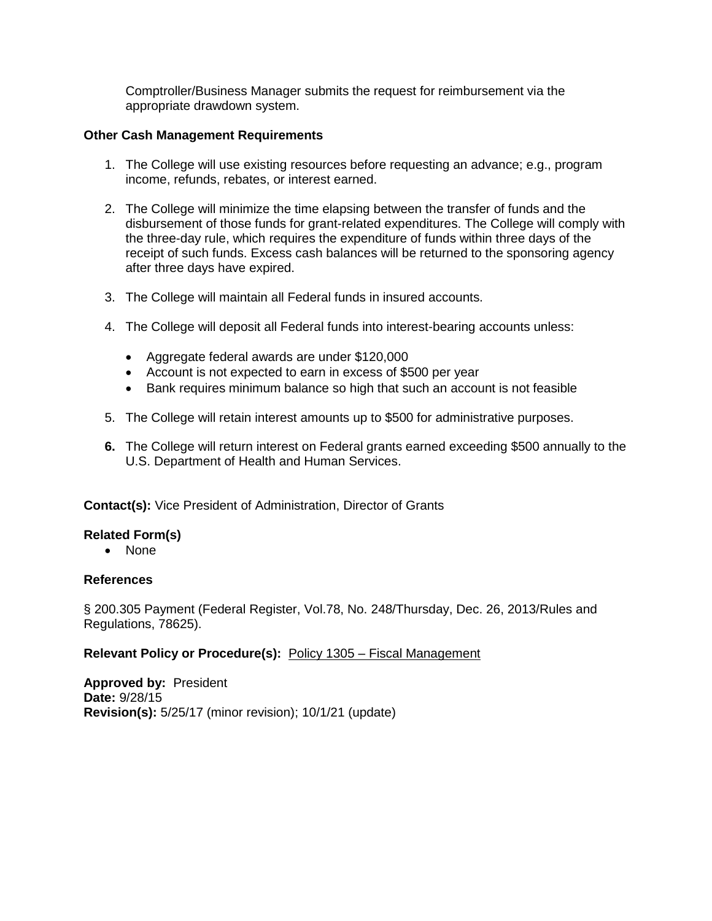Comptroller/Business Manager submits the request for reimbursement via the appropriate drawdown system.

**Other Cash Management Requirements**

1. The College will use existing resources before requesting an advance; e.g., program income, refunds, rebates, or interest earned.

2. The College will minimize the time elapsing between the transfer of funds and the disbursement of those funds for grant-related expenditures. The College will comply with the three-day rule, which requires the expenditure of funds within three days of the receipt of such funds. Excess cash balances will be returned to the sponsoring agency after three days have expired.

3. The College will maintain all Federal funds in insured accounts.

4. The College will deposit all Federal funds into interest-bearing accounts unless:

   - Aggregate federal awards are under $120,000
   - Account is not expected to earn in excess of $500 per year
   - Bank requires minimum balance so high that such an account is not feasible

5. The College will retain interest amounts up to $500 for administrative purposes.

6. The College will return interest on Federal grants earned exceeding $500 annually to the U.S. Department of Health and Human Services.

**Contact(s):** Vice President of Administration, Director of Grants

**Related Form(s)**

- None

**References**

§ 200.305 Payment (Federal Register, Vol.78, No. 248/Thursday, Dec. 26, 2013/Rules and Regulations, 78625).

**Relevant Policy or Procedure(s):** Policy 1305 – Fiscal Management

**Approved by:** President
**Date:** 9/28/15
**Revision(s):** 5/25/17 (minor revision); 10/1/21 (update)